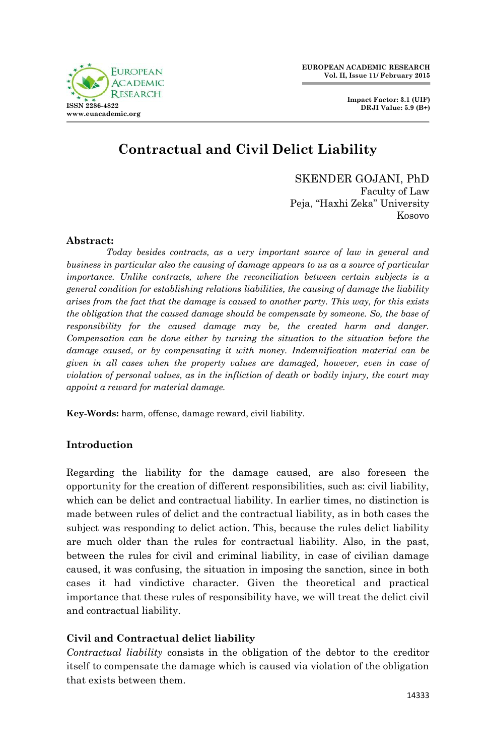# Contractual and Civil Delict Liability

SKENDER GOJANI, PhD
Faculty of Law
Peja, "Haxhi Zeka" University
Kosovo

**Abstract:**

*Today besides contracts, as a very important source of law in general and business in particular also the causing of damage appears to us as a source of particular importance. Unlike contracts, where the reconciliation between certain subjects is a general condition for establishing relations liabilities, the causing of damage the liability arises from the fact that the damage is caused to another party. This way, for this exists the obligation that the caused damage should be compensate by someone. So, the base of responsibility for the caused damage may be, the created harm and danger. Compensation can be done either by turning the situation to the situation before the damage caused, or by compensating it with money. Indemnification material can be given in all cases when the property values are damaged, however, even in case of violation of personal values, as in the infliction of death or bodily injury, the court may appoint a reward for material damage.*

**Key-Words:** harm, offense, damage reward, civil liability.

## Introduction

Regarding the liability for the damage caused, are also foreseen the opportunity for the creation of different responsibilities, such as: civil liability, which can be delict and contractual liability. In earlier times, no distinction is made between rules of delict and the contractual liability, as in both cases the subject was responding to delict action. This, because the rules delict liability are much older than the rules for contractual liability. Also, in the past, between the rules for civil and criminal liability, in case of civilian damage caused, it was confusing, the situation in imposing the sanction, since in both cases it had vindictive character. Given the theoretical and practical importance that these rules of responsibility have, we will treat the delict civil and contractual liability.

## Civil and Contractual delict liability

*Contractual liability* consists in the obligation of the debtor to the creditor itself to compensate the damage which is caused via violation of the obligation that exists between them.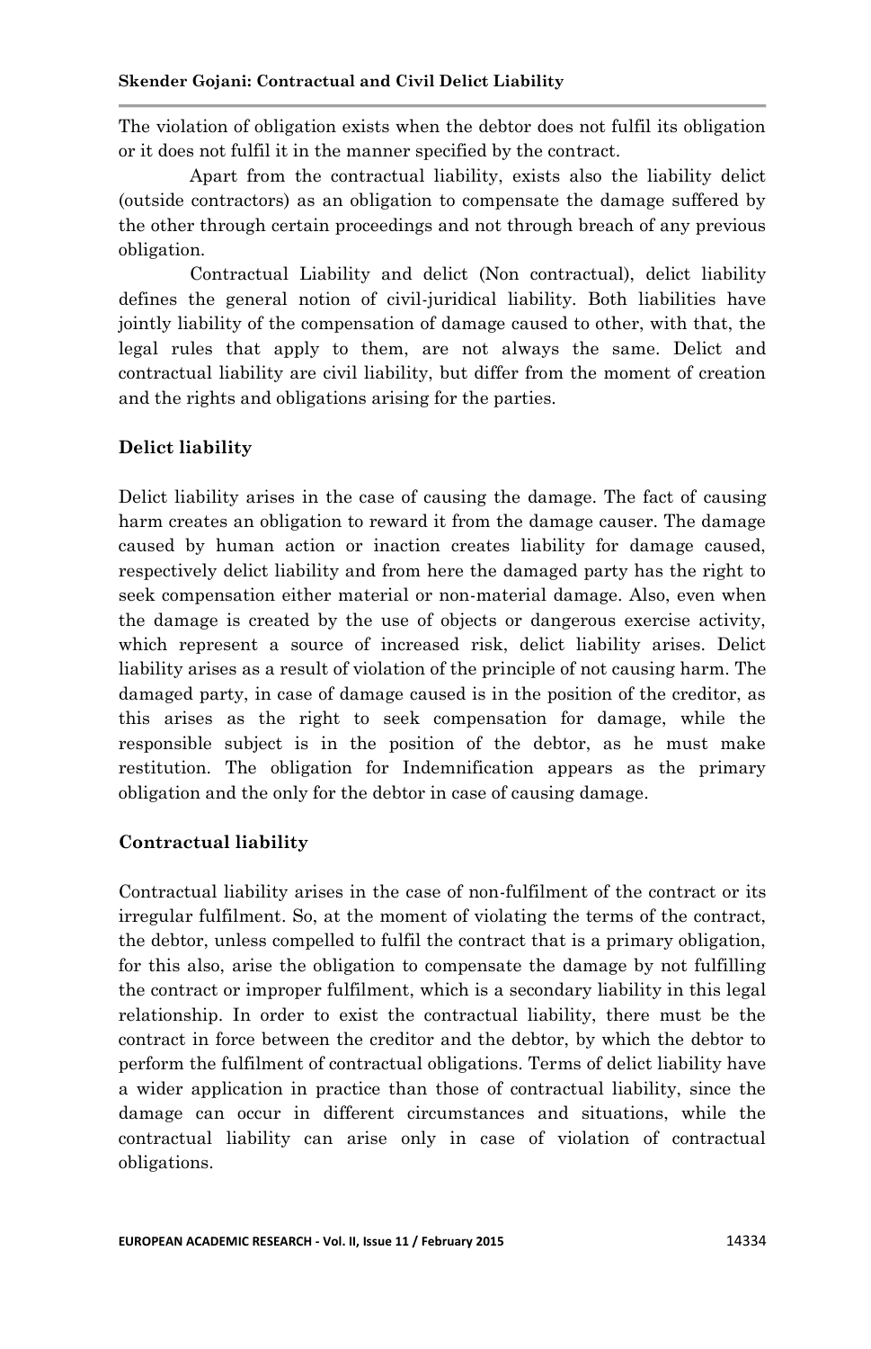The violation of obligation exists when the debtor does not fulfil its obligation or it does not fulfil it in the manner specified by the contract.

Apart from the contractual liability, exists also the liability delict (outside contractors) as an obligation to compensate the damage suffered by the other through certain proceedings and not through breach of any previous obligation.

Contractual Liability and delict (Non contractual), delict liability defines the general notion of civil-juridical liability. Both liabilities have jointly liability of the compensation of damage caused to other, with that, the legal rules that apply to them, are not always the same. Delict and contractual liability are civil liability, but differ from the moment of creation and the rights and obligations arising for the parties.

## Delict liability

Delict liability arises in the case of causing the damage. The fact of causing harm creates an obligation to reward it from the damage causer. The damage caused by human action or inaction creates liability for damage caused, respectively delict liability and from here the damaged party has the right to seek compensation either material or non-material damage. Also, even when the damage is created by the use of objects or dangerous exercise activity, which represent a source of increased risk, delict liability arises. Delict liability arises as a result of violation of the principle of not causing harm. The damaged party, in case of damage caused is in the position of the creditor, as this arises as the right to seek compensation for damage, while the responsible subject is in the position of the debtor, as he must make restitution. The obligation for Indemnification appears as the primary obligation and the only for the debtor in case of causing damage.

## Contractual liability

Contractual liability arises in the case of non-fulfilment of the contract or its irregular fulfilment. So, at the moment of violating the terms of the contract, the debtor, unless compelled to fulfil the contract that is a primary obligation, for this also, arise the obligation to compensate the damage by not fulfilling the contract or improper fulfilment, which is a secondary liability in this legal relationship. In order to exist the contractual liability, there must be the contract in force between the creditor and the debtor, by which the debtor to perform the fulfilment of contractual obligations. Terms of delict liability have a wider application in practice than those of contractual liability, since the damage can occur in different circumstances and situations, while the contractual liability can arise only in case of violation of contractual obligations.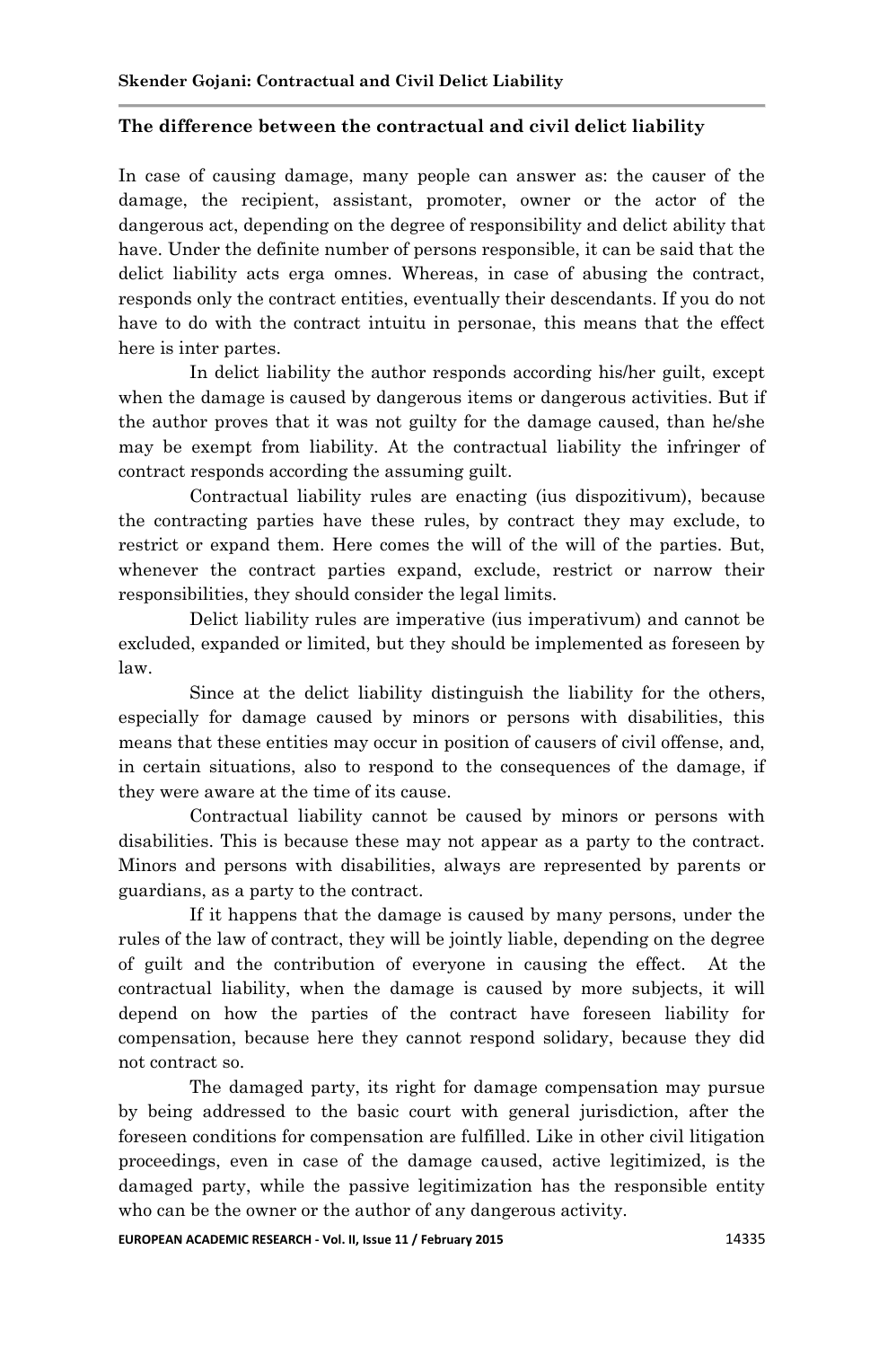**The difference between the contractual and civil delict liability**

In case of causing damage, many people can answer as: the causer of the damage, the recipient, assistant, promoter, owner or the actor of the dangerous act, depending on the degree of responsibility and delict ability that have. Under the definite number of persons responsible, it can be said that the delict liability acts erga omnes. Whereas, in case of abusing the contract, responds only the contract entities, eventually their descendants. If you do not have to do with the contract intuitu in personae, this means that the effect here is inter partes.

In delict liability the author responds according his/her guilt, except when the damage is caused by dangerous items or dangerous activities. But if the author proves that it was not guilty for the damage caused, than he/she may be exempt from liability. At the contractual liability the infringer of contract responds according the assuming guilt.

Contractual liability rules are enacting (ius dispozitivum), because the contracting parties have these rules, by contract they may exclude, to restrict or expand them. Here comes the will of the will of the parties. But, whenever the contract parties expand, exclude, restrict or narrow their responsibilities, they should consider the legal limits.

Delict liability rules are imperative (ius imperativum) and cannot be excluded, expanded or limited, but they should be implemented as foreseen by law.

Since at the delict liability distinguish the liability for the others, especially for damage caused by minors or persons with disabilities, this means that these entities may occur in position of causers of civil offense, and, in certain situations, also to respond to the consequences of the damage, if they were aware at the time of its cause.

Contractual liability cannot be caused by minors or persons with disabilities. This is because these may not appear as a party to the contract. Minors and persons with disabilities, always are represented by parents or guardians, as a party to the contract.

If it happens that the damage is caused by many persons, under the rules of the law of contract, they will be jointly liable, depending on the degree of guilt and the contribution of everyone in causing the effect. At the contractual liability, when the damage is caused by more subjects, it will depend on how the parties of the contract have foreseen liability for compensation, because here they cannot respond solidary, because they did not contract so.

The damaged party, its right for damage compensation may pursue by being addressed to the basic court with general jurisdiction, after the foreseen conditions for compensation are fulfilled. Like in other civil litigation proceedings, even in case of the damage caused, active legitimized, is the damaged party, while the passive legitimization has the responsible entity who can be the owner or the author of any dangerous activity.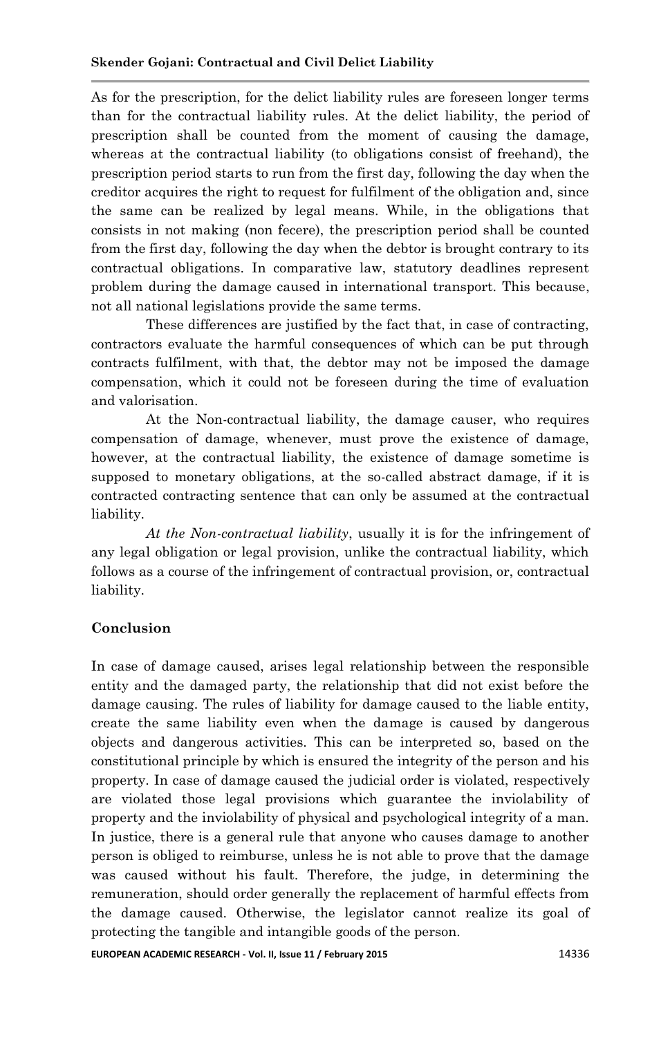As for the prescription, for the delict liability rules are foreseen longer terms than for the contractual liability rules. At the delict liability, the period of prescription shall be counted from the moment of causing the damage, whereas at the contractual liability (to obligations consist of freehand), the prescription period starts to run from the first day, following the day when the creditor acquires the right to request for fulfilment of the obligation and, since the same can be realized by legal means. While, in the obligations that consists in not making (non fecere), the prescription period shall be counted from the first day, following the day when the debtor is brought contrary to its contractual obligations. In comparative law, statutory deadlines represent problem during the damage caused in international transport. This because, not all national legislations provide the same terms.

These differences are justified by the fact that, in case of contracting, contractors evaluate the harmful consequences of which can be put through contracts fulfilment, with that, the debtor may not be imposed the damage compensation, which it could not be foreseen during the time of evaluation and valorisation.

At the Non-contractual liability, the damage causer, who requires compensation of damage, whenever, must prove the existence of damage, however, at the contractual liability, the existence of damage sometime is supposed to monetary obligations, at the so-called abstract damage, if it is contracted contracting sentence that can only be assumed at the contractual liability.

*At the Non-contractual liability*, usually it is for the infringement of any legal obligation or legal provision, unlike the contractual liability, which follows as a course of the infringement of contractual provision, or, contractual liability.

## Conclusion

In case of damage caused, arises legal relationship between the responsible entity and the damaged party, the relationship that did not exist before the damage causing. The rules of liability for damage caused to the liable entity, create the same liability even when the damage is caused by dangerous objects and dangerous activities. This can be interpreted so, based on the constitutional principle by which is ensured the integrity of the person and his property. In case of damage caused the judicial order is violated, respectively are violated those legal provisions which guarantee the inviolability of property and the inviolability of physical and psychological integrity of a man. In justice, there is a general rule that anyone who causes damage to another person is obliged to reimburse, unless he is not able to prove that the damage was caused without his fault. Therefore, the judge, in determining the remuneration, should order generally the replacement of harmful effects from the damage caused. Otherwise, the legislator cannot realize its goal of protecting the tangible and intangible goods of the person.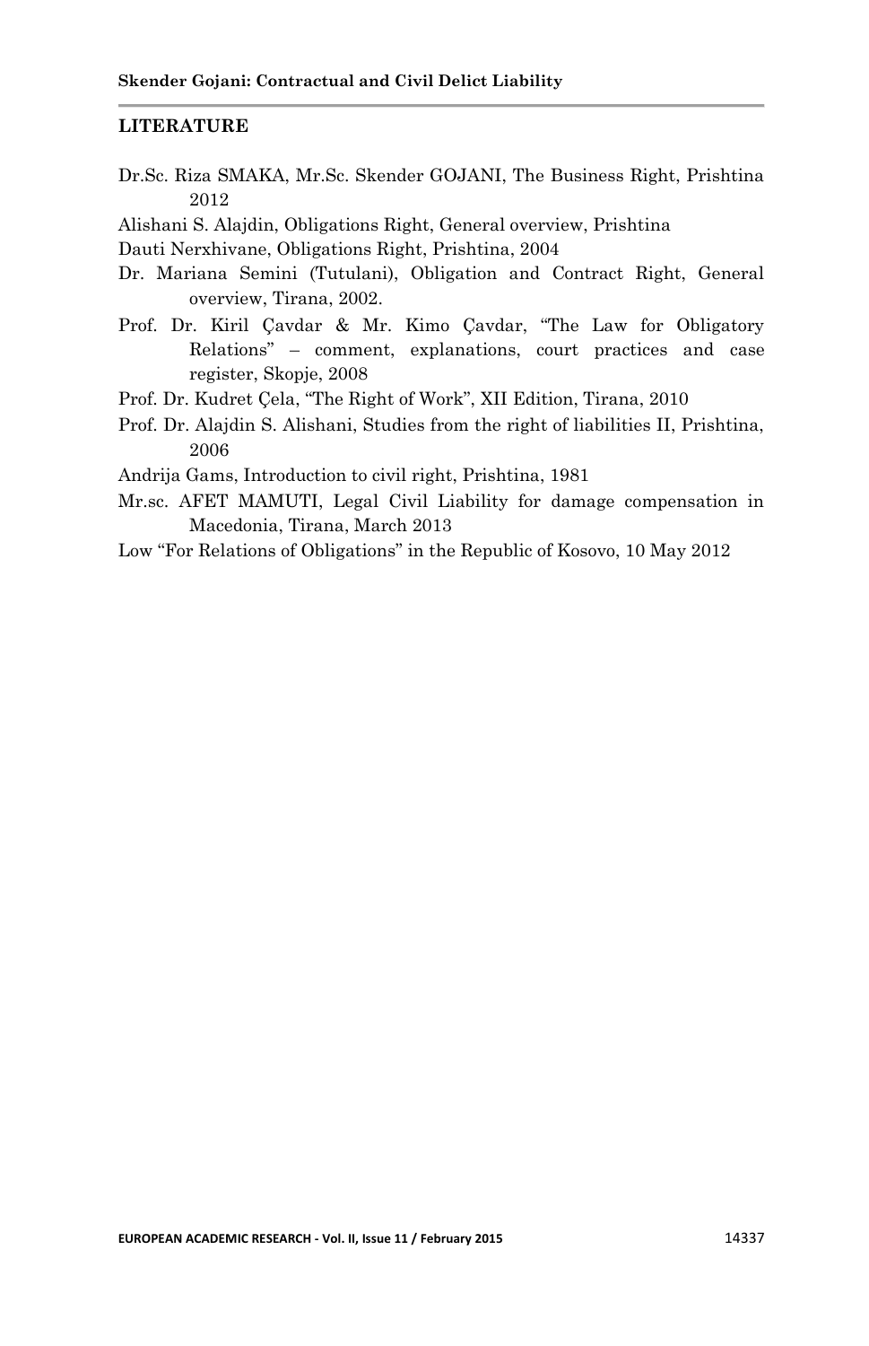## LITERATURE

Dr.Sc. Riza SMAKA, Mr.Sc. Skender GOJANI, The Business Right, Prishtina 2012

Alishani S. Alajdin, Obligations Right, General overview, Prishtina

Dauti Nerxhivane, Obligations Right, Prishtina, 2004

Dr. Mariana Semini (Tutulani), Obligation and Contract Right, General overview, Tirana, 2002.

Prof. Dr. Kiril Çavdar & Mr. Kimo Çavdar, "The Law for Obligatory Relations" – comment, explanations, court practices and case register, Skopje, 2008

Prof. Dr. Kudret Çela, "The Right of Work", XII Edition, Tirana, 2010

Prof. Dr. Alajdin S. Alishani, Studies from the right of liabilities II, Prishtina, 2006

Andrija Gams, Introduction to civil right, Prishtina, 1981

Mr.sc. AFET MAMUTI, Legal Civil Liability for damage compensation in Macedonia, Tirana, March 2013

Low "For Relations of Obligations" in the Republic of Kosovo, 10 May 2012